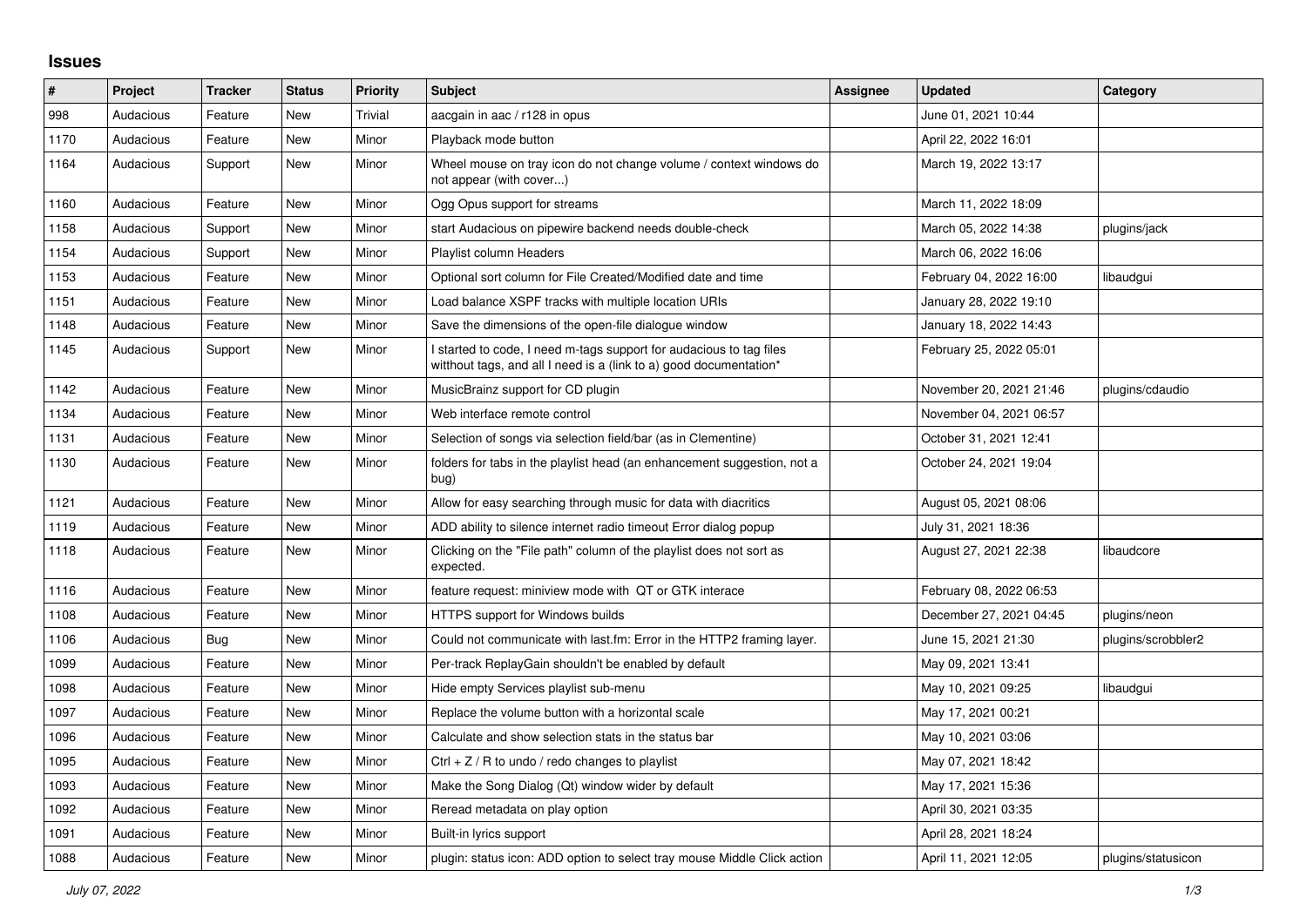# Issues

| # | Project | Tracker | Status | Priority | Subject | Assignee | Updated | Category |
|---|---|---|---|---|---|---|---|---|
| 998 | Audacious | Feature | New | Trivial | aacgain in aac / r128 in opus | | June 01, 2021 10:44 | |
| 1170 | Audacious | Feature | New | Minor | Playback mode button | | April 22, 2022 16:01 | |
| 1164 | Audacious | Support | New | Minor | Wheel mouse on tray icon do not change volume / context windows do not appear (with cover...) | | March 19, 2022 13:17 | |
| 1160 | Audacious | Feature | New | Minor | Ogg Opus support for streams | | March 11, 2022 18:09 | |
| 1158 | Audacious | Support | New | Minor | start Audacious on pipewire backend needs double-check | | March 05, 2022 14:38 | plugins/jack |
| 1154 | Audacious | Support | New | Minor | Playlist column Headers | | March 06, 2022 16:06 | |
| 1153 | Audacious | Feature | New | Minor | Optional sort column for File Created/Modified date and time | | February 04, 2022 16:00 | libaudgui |
| 1151 | Audacious | Feature | New | Minor | Load balance XSPF tracks with multiple location URIs | | January 28, 2022 19:10 | |
| 1148 | Audacious | Feature | New | Minor | Save the dimensions of the open-file dialogue window | | January 18, 2022 14:43 | |
| 1145 | Audacious | Support | New | Minor | I started to code, I need m-tags support for audacious to tag files witthout tags, and all I need is a (link to a) good documentation* | | February 25, 2022 05:01 | |
| 1142 | Audacious | Feature | New | Minor | MusicBrainz support for CD plugin | | November 20, 2021 21:46 | plugins/cdaudio |
| 1134 | Audacious | Feature | New | Minor | Web interface remote control | | November 04, 2021 06:57 | |
| 1131 | Audacious | Feature | New | Minor | Selection of songs via selection field/bar (as in Clementine) | | October 31, 2021 12:41 | |
| 1130 | Audacious | Feature | New | Minor | folders for tabs in the playlist head (an enhancement suggestion, not a bug) | | October 24, 2021 19:04 | |
| 1121 | Audacious | Feature | New | Minor | Allow for easy searching through music for data with diacritics | | August 05, 2021 08:06 | |
| 1119 | Audacious | Feature | New | Minor | ADD ability to silence internet radio timeout Error dialog popup | | July 31, 2021 18:36 | |
| 1118 | Audacious | Feature | New | Minor | Clicking on the "File path" column of the playlist does not sort as expected. | | August 27, 2021 22:38 | libaudcore |
| 1116 | Audacious | Feature | New | Minor | feature request: miniview mode with QT or GTK interace | | February 08, 2022 06:53 | |
| 1108 | Audacious | Feature | New | Minor | HTTPS support for Windows builds | | December 27, 2021 04:45 | plugins/neon |
| 1106 | Audacious | Bug | New | Minor | Could not communicate with last.fm: Error in the HTTP2 framing layer. | | June 15, 2021 21:30 | plugins/scrobbler2 |
| 1099 | Audacious | Feature | New | Minor | Per-track ReplayGain shouldn't be enabled by default | | May 09, 2021 13:41 | |
| 1098 | Audacious | Feature | New | Minor | Hide empty Services playlist sub-menu | | May 10, 2021 09:25 | libaudgui |
| 1097 | Audacious | Feature | New | Minor | Replace the volume button with a horizontal scale | | May 17, 2021 00:21 | |
| 1096 | Audacious | Feature | New | Minor | Calculate and show selection stats in the status bar | | May 10, 2021 03:06 | |
| 1095 | Audacious | Feature | New | Minor | Ctrl + Z / R to undo / redo changes to playlist | | May 07, 2021 18:42 | |
| 1093 | Audacious | Feature | New | Minor | Make the Song Dialog (Qt) window wider by default | | May 17, 2021 15:36 | |
| 1092 | Audacious | Feature | New | Minor | Reread metadata on play option | | April 30, 2021 03:35 | |
| 1091 | Audacious | Feature | New | Minor | Built-in lyrics support | | April 28, 2021 18:24 | |
| 1088 | Audacious | Feature | New | Minor | plugin: status icon: ADD option to select tray mouse Middle Click action | | April 11, 2021 12:05 | plugins/statusicon |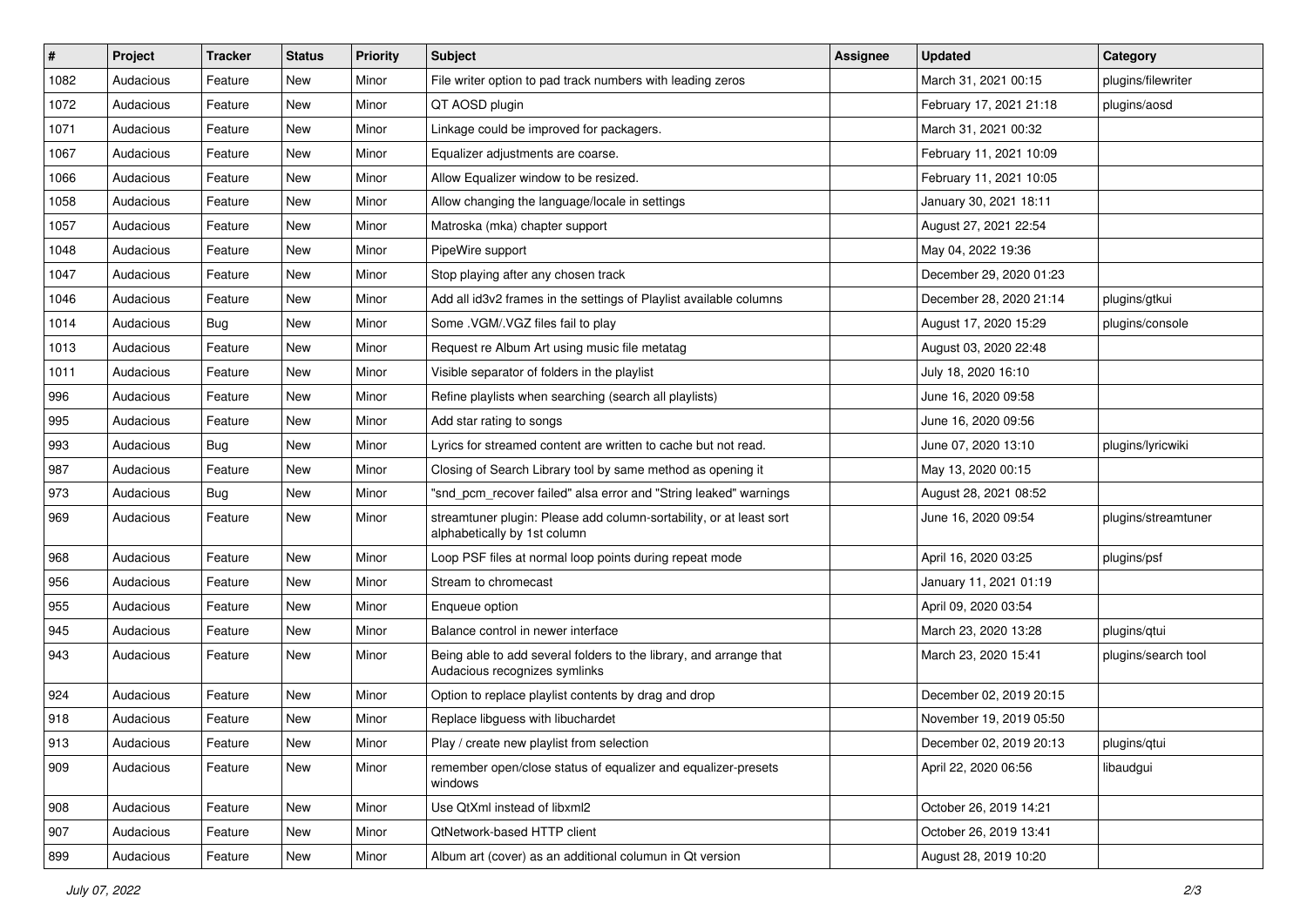| # | Project | Tracker | Status | Priority | Subject | Assignee | Updated | Category |
|---|---|---|---|---|---|---|---|---|
| 1082 | Audacious | Feature | New | Minor | File writer option to pad track numbers with leading zeros | | March 31, 2021 00:15 | plugins/filewriter |
| 1072 | Audacious | Feature | New | Minor | QT AOSD plugin | | February 17, 2021 21:18 | plugins/aosd |
| 1071 | Audacious | Feature | New | Minor | Linkage could be improved for packagers. | | March 31, 2021 00:32 | |
| 1067 | Audacious | Feature | New | Minor | Equalizer adjustments are coarse. | | February 11, 2021 10:09 | |
| 1066 | Audacious | Feature | New | Minor | Allow Equalizer window to be resized. | | February 11, 2021 10:05 | |
| 1058 | Audacious | Feature | New | Minor | Allow changing the language/locale in settings | | January 30, 2021 18:11 | |
| 1057 | Audacious | Feature | New | Minor | Matroska (mka) chapter support | | August 27, 2021 22:54 | |
| 1048 | Audacious | Feature | New | Minor | PipeWire support | | May 04, 2022 19:36 | |
| 1047 | Audacious | Feature | New | Minor | Stop playing after any chosen track | | December 29, 2020 01:23 | |
| 1046 | Audacious | Feature | New | Minor | Add all id3v2 frames in the settings of Playlist available columns | | December 28, 2020 21:14 | plugins/gtkui |
| 1014 | Audacious | Bug | New | Minor | Some .VGM/.VGZ files fail to play | | August 17, 2020 15:29 | plugins/console |
| 1013 | Audacious | Feature | New | Minor | Request re Album Art using music file metatag | | August 03, 2020 22:48 | |
| 1011 | Audacious | Feature | New | Minor | Visible separator of folders in the playlist | | July 18, 2020 16:10 | |
| 996 | Audacious | Feature | New | Minor | Refine playlists when searching (search all playlists) | | June 16, 2020 09:58 | |
| 995 | Audacious | Feature | New | Minor | Add star rating to songs | | June 16, 2020 09:56 | |
| 993 | Audacious | Bug | New | Minor | Lyrics for streamed content are written to cache but not read. | | June 07, 2020 13:10 | plugins/lyricwiki |
| 987 | Audacious | Feature | New | Minor | Closing of Search Library tool by same method as opening it | | May 13, 2020 00:15 | |
| 973 | Audacious | Bug | New | Minor | "snd_pcm_recover failed" alsa error and "String leaked" warnings | | August 28, 2021 08:52 | |
| 969 | Audacious | Feature | New | Minor | streamtuner plugin: Please add column-sortability, or at least sort alphabetically by 1st column | | June 16, 2020 09:54 | plugins/streamtuner |
| 968 | Audacious | Feature | New | Minor | Loop PSF files at normal loop points during repeat mode | | April 16, 2020 03:25 | plugins/psf |
| 956 | Audacious | Feature | New | Minor | Stream to chromecast | | January 11, 2021 01:19 | |
| 955 | Audacious | Feature | New | Minor | Enqueue option | | April 09, 2020 03:54 | |
| 945 | Audacious | Feature | New | Minor | Balance control in newer interface | | March 23, 2020 13:28 | plugins/qtui |
| 943 | Audacious | Feature | New | Minor | Being able to add several folders to the library, and arrange that Audacious recognizes symlinks | | March 23, 2020 15:41 | plugins/search tool |
| 924 | Audacious | Feature | New | Minor | Option to replace playlist contents by drag and drop | | December 02, 2019 20:15 | |
| 918 | Audacious | Feature | New | Minor | Replace libguess with libuchardet | | November 19, 2019 05:50 | |
| 913 | Audacious | Feature | New | Minor | Play / create new playlist from selection | | December 02, 2019 20:13 | plugins/qtui |
| 909 | Audacious | Feature | New | Minor | remember open/close status of equalizer and equalizer-presets windows | | April 22, 2020 06:56 | libaudgui |
| 908 | Audacious | Feature | New | Minor | Use QtXml instead of libxml2 | | October 26, 2019 14:21 | |
| 907 | Audacious | Feature | New | Minor | QtNetwork-based HTTP client | | October 26, 2019 13:41 | |
| 899 | Audacious | Feature | New | Minor | Album art (cover) as an additional columun in Qt version | | August 28, 2019 10:20 | |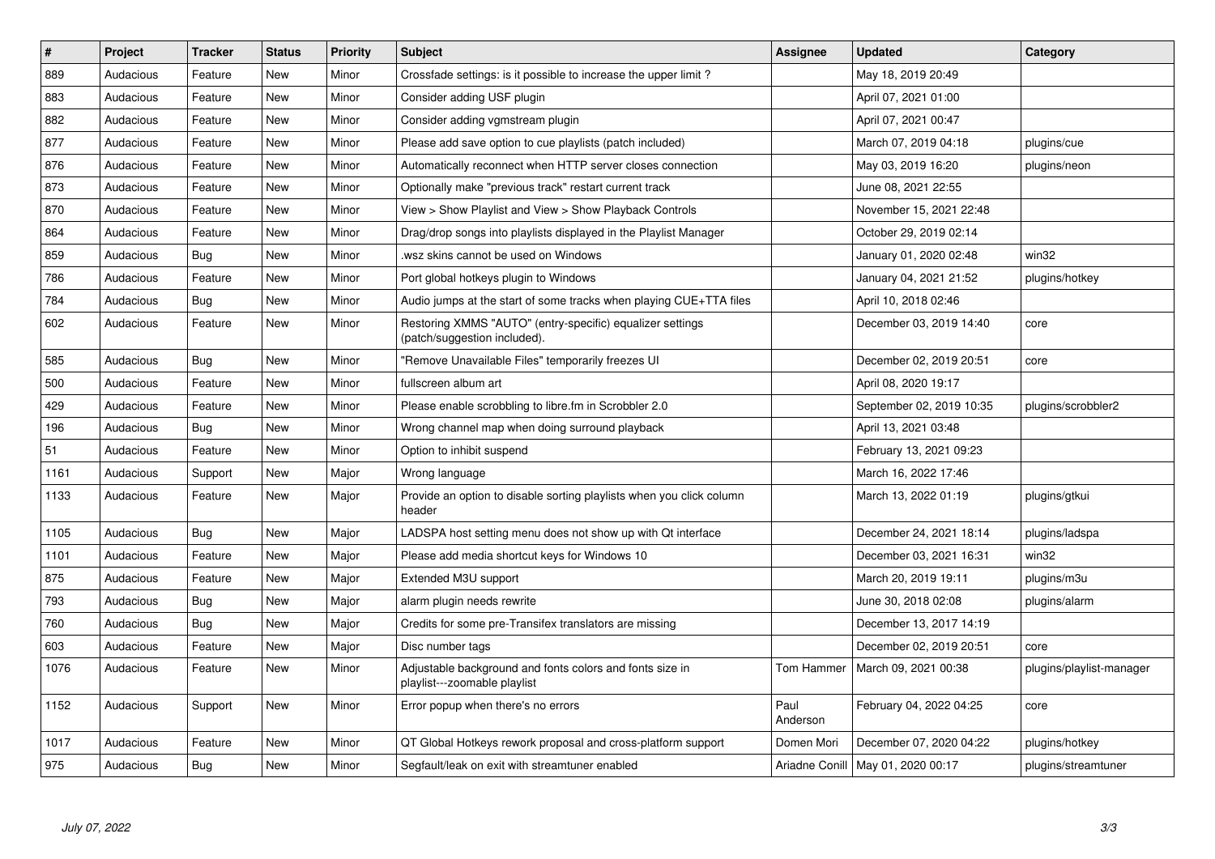| # | Project | Tracker | Status | Priority | Subject | Assignee | Updated | Category |
|---|---|---|---|---|---|---|---|---|
| 889 | Audacious | Feature | New | Minor | Crossfade settings: is it possible to increase the upper limit ? | | May 18, 2019 20:49 | |
| 883 | Audacious | Feature | New | Minor | Consider adding USF plugin | | April 07, 2021 01:00 | |
| 882 | Audacious | Feature | New | Minor | Consider adding vgmstream plugin | | April 07, 2021 00:47 | |
| 877 | Audacious | Feature | New | Minor | Please add save option to cue playlists (patch included) | | March 07, 2019 04:18 | plugins/cue |
| 876 | Audacious | Feature | New | Minor | Automatically reconnect when HTTP server closes connection | | May 03, 2019 16:20 | plugins/neon |
| 873 | Audacious | Feature | New | Minor | Optionally make "previous track" restart current track | | June 08, 2021 22:55 | |
| 870 | Audacious | Feature | New | Minor | View > Show Playlist and View > Show Playback Controls | | November 15, 2021 22:48 | |
| 864 | Audacious | Feature | New | Minor | Drag/drop songs into playlists displayed in the Playlist Manager | | October 29, 2019 02:14 | |
| 859 | Audacious | Bug | New | Minor | .wsz skins cannot be used on Windows | | January 01, 2020 02:48 | win32 |
| 786 | Audacious | Feature | New | Minor | Port global hotkeys plugin to Windows | | January 04, 2021 21:52 | plugins/hotkey |
| 784 | Audacious | Bug | New | Minor | Audio jumps at the start of some tracks when playing CUE+TTA files | | April 10, 2018 02:46 | |
| 602 | Audacious | Feature | New | Minor | Restoring XMMS "AUTO" (entry-specific) equalizer settings (patch/suggestion included). | | December 03, 2019 14:40 | core |
| 585 | Audacious | Bug | New | Minor | "Remove Unavailable Files" temporarily freezes UI | | December 02, 2019 20:51 | core |
| 500 | Audacious | Feature | New | Minor | fullscreen album art | | April 08, 2020 19:17 | |
| 429 | Audacious | Feature | New | Minor | Please enable scrobbling to libre.fm in Scrobbler 2.0 | | September 02, 2019 10:35 | plugins/scrobbler2 |
| 196 | Audacious | Bug | New | Minor | Wrong channel map when doing surround playback | | April 13, 2021 03:48 | |
| 51 | Audacious | Feature | New | Minor | Option to inhibit suspend | | February 13, 2021 09:23 | |
| 1161 | Audacious | Support | New | Major | Wrong language | | March 16, 2022 17:46 | |
| 1133 | Audacious | Feature | New | Major | Provide an option to disable sorting playlists when you click column header | | March 13, 2022 01:19 | plugins/gtkui |
| 1105 | Audacious | Bug | New | Major | LADSPA host setting menu does not show up with Qt interface | | December 24, 2021 18:14 | plugins/ladspa |
| 1101 | Audacious | Feature | New | Major | Please add media shortcut keys for Windows 10 | | December 03, 2021 16:31 | win32 |
| 875 | Audacious | Feature | New | Major | Extended M3U support | | March 20, 2019 19:11 | plugins/m3u |
| 793 | Audacious | Bug | New | Major | alarm plugin needs rewrite | | June 30, 2018 02:08 | plugins/alarm |
| 760 | Audacious | Bug | New | Major | Credits for some pre-Transifex translators are missing | | December 13, 2017 14:19 | |
| 603 | Audacious | Feature | New | Major | Disc number tags | | December 02, 2019 20:51 | core |
| 1076 | Audacious | Feature | New | Minor | Adjustable background and fonts colors and fonts size in playlist---zoomable playlist | Tom Hammer | March 09, 2021 00:38 | plugins/playlist-manager |
| 1152 | Audacious | Support | New | Minor | Error popup when there's no errors | Paul Anderson | February 04, 2022 04:25 | core |
| 1017 | Audacious | Feature | New | Minor | QT Global Hotkeys rework proposal and cross-platform support | Domen Mori | December 07, 2020 04:22 | plugins/hotkey |
| 975 | Audacious | Bug | New | Minor | Segfault/leak on exit with streamtuner enabled | Ariadne Conill | May 01, 2020 00:17 | plugins/streamtuner |